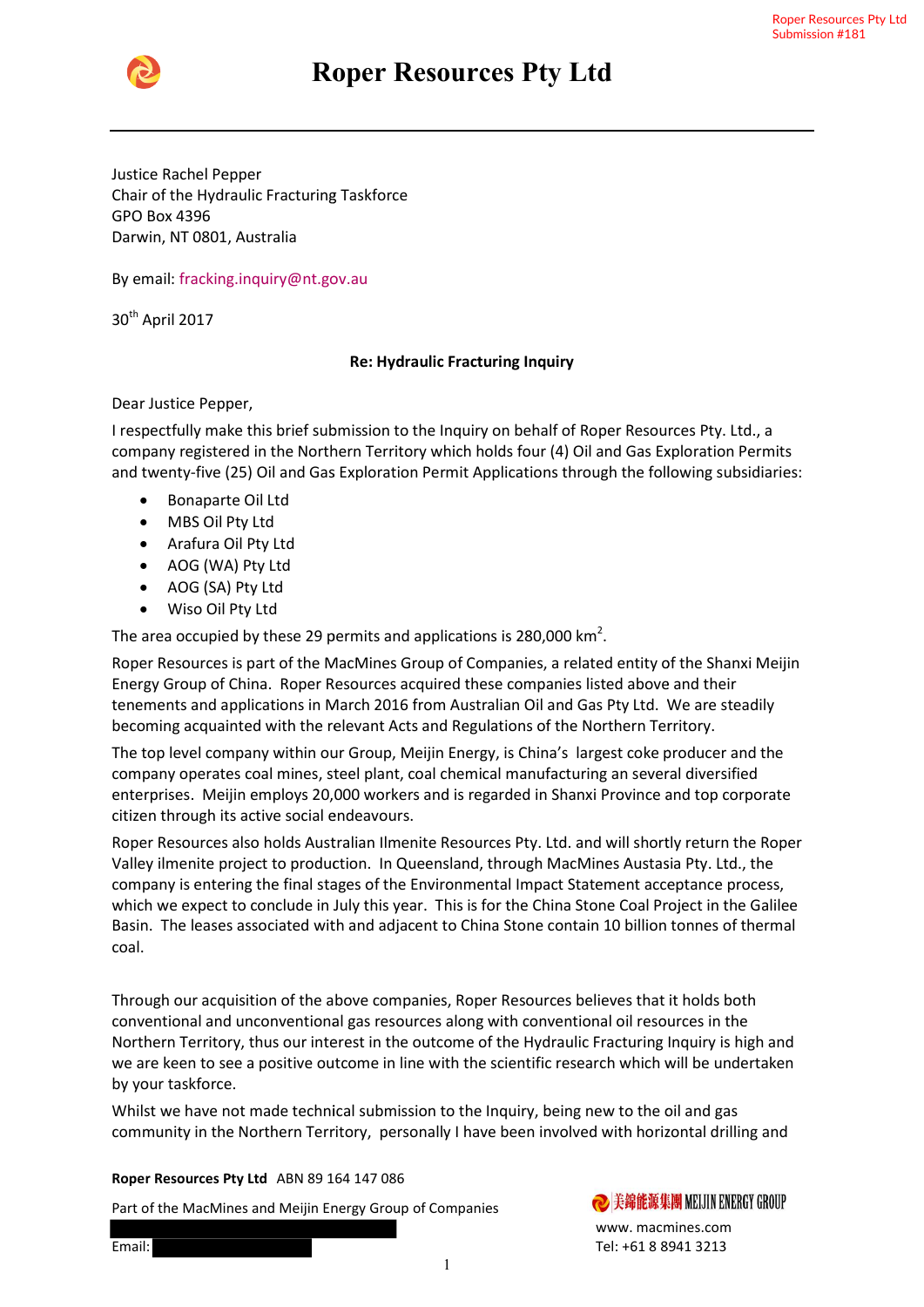Roper Resources Pty Ltd
Submission #181

# Roper Resources Pty Ltd

Justice Rachel Pepper
Chair of the Hydraulic Fracturing Taskforce
GPO Box 4396
Darwin, NT 0801, Australia

By email: fracking.inquiry@nt.gov.au

30th April 2017

**Re: Hydraulic Fracturing Inquiry**

Dear Justice Pepper,

I respectfully make this brief submission to the Inquiry on behalf of Roper Resources Pty. Ltd., a company registered in the Northern Territory which holds four (4) Oil and Gas Exploration Permits and twenty-five (25) Oil and Gas Exploration Permit Applications through the following subsidiaries:

- Bonaparte Oil Ltd
- MBS Oil Pty Ltd
- Arafura Oil Pty Ltd
- AOG (WA) Pty Ltd
- AOG (SA) Pty Ltd
- Wiso Oil Pty Ltd

The area occupied by these 29 permits and applications is 280,000 km$^2$.

Roper Resources is part of the MacMines Group of Companies, a related entity of the Shanxi Meijin Energy Group of China. Roper Resources acquired these companies listed above and their tenements and applications in March 2016 from Australian Oil and Gas Pty Ltd. We are steadily becoming acquainted with the relevant Acts and Regulations of the Northern Territory.

The top level company within our Group, Meijin Energy, is China's largest coke producer and the company operates coal mines, steel plant, coal chemical manufacturing an several diversified enterprises. Meijin employs 20,000 workers and is regarded in Shanxi Province and top corporate citizen through its active social endeavours.

Roper Resources also holds Australian Ilmenite Resources Pty. Ltd. and will shortly return the Roper Valley ilmenite project to production. In Queensland, through MacMines Austasia Pty. Ltd., the company is entering the final stages of the Environmental Impact Statement acceptance process, which we expect to conclude in July this year. This is for the China Stone Coal Project in the Galilee Basin. The leases associated with and adjacent to China Stone contain 10 billion tonnes of thermal coal.

Through our acquisition of the above companies, Roper Resources believes that it holds both conventional and unconventional gas resources along with conventional oil resources in the Northern Territory, thus our interest in the outcome of the Hydraulic Fracturing Inquiry is high and we are keen to see a positive outcome in line with the scientific research which will be undertaken by your taskforce.

Whilst we have not made technical submission to the Inquiry, being new to the oil and gas community in the Northern Territory, personally I have been involved with horizontal drilling and

**Roper Resources Pty Ltd** ABN 89 164 147 086

Part of the MacMines and Meijin Energy Group of Companies

Email:

美錦能源集團 MEIJIN ENERGY GROUP
www. macmines.com
Tel: +61 8 8941 3213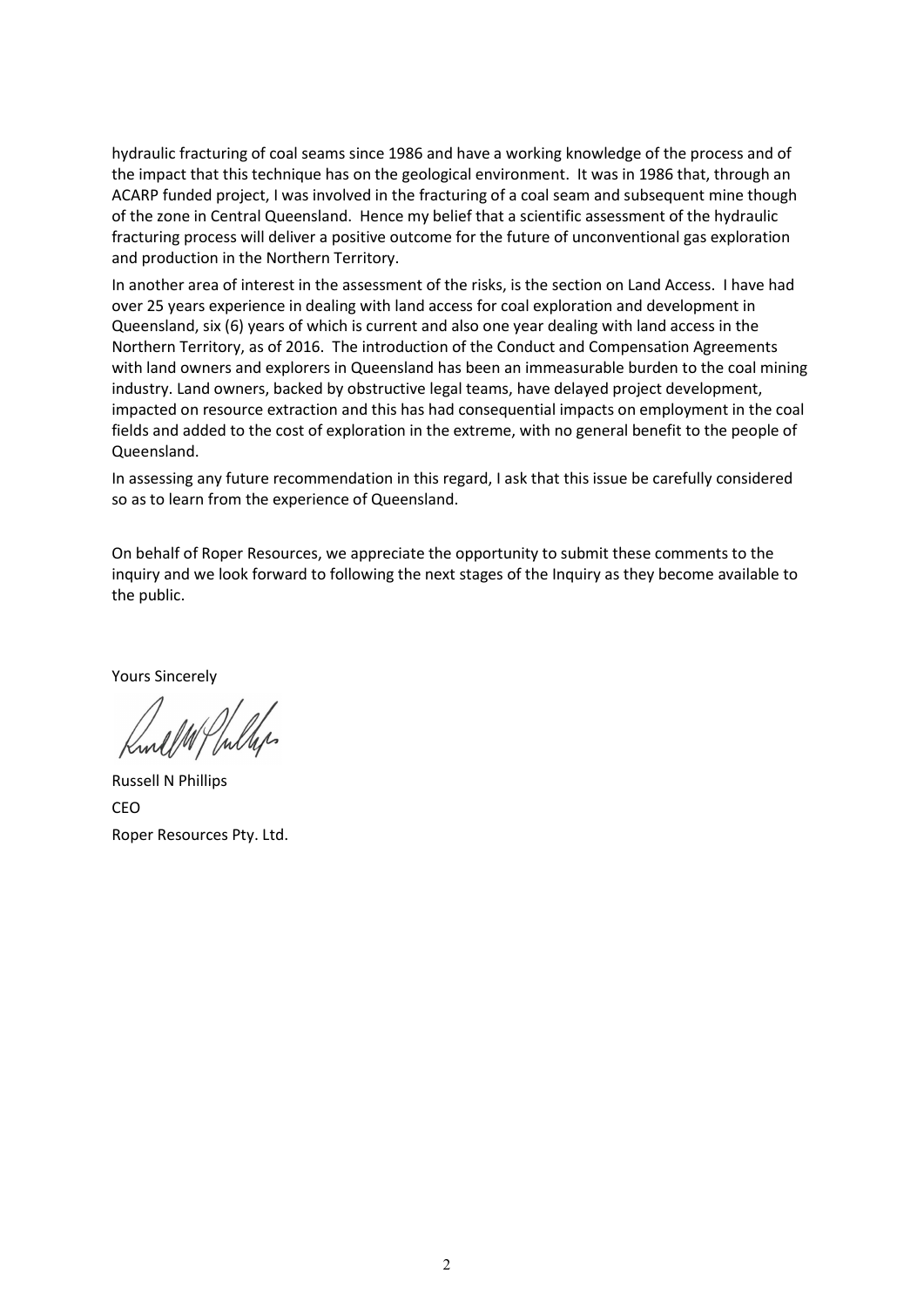hydraulic fracturing of coal seams since 1986 and have a working knowledge of the process and of the impact that this technique has on the geological environment. It was in 1986 that, through an ACARP funded project, I was involved in the fracturing of a coal seam and subsequent mine though of the zone in Central Queensland. Hence my belief that a scientific assessment of the hydraulic fracturing process will deliver a positive outcome for the future of unconventional gas exploration and production in the Northern Territory.

In another area of interest in the assessment of the risks, is the section on Land Access. I have had over 25 years experience in dealing with land access for coal exploration and development in Queensland, six (6) years of which is current and also one year dealing with land access in the Northern Territory, as of 2016. The introduction of the Conduct and Compensation Agreements with land owners and explorers in Queensland has been an immeasurable burden to the coal mining industry. Land owners, backed by obstructive legal teams, have delayed project development, impacted on resource extraction and this has had consequential impacts on employment in the coal fields and added to the cost of exploration in the extreme, with no general benefit to the people of Queensland.

In assessing any future recommendation in this regard, I ask that this issue be carefully considered so as to learn from the experience of Queensland.

On behalf of Roper Resources, we appreciate the opportunity to submit these comments to the inquiry and we look forward to following the next stages of the Inquiry as they become available to the public.

Yours Sincerely

Russell N Phillips
CEO
Roper Resources Pty. Ltd.